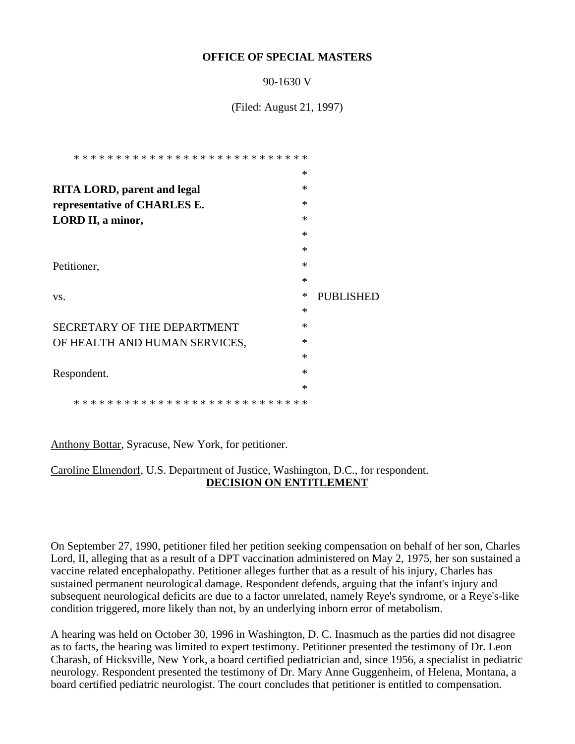**OFFICE OF SPECIAL MASTERS**

90-1630 V

(Filed: August 21, 1997)

| | |
|---|---|
| **RITA LORD, parent and legal representative of CHARLES E. LORD II, a minor,** | |
| Petitioner, | |
| vs. | PUBLISHED |
| SECRETARY OF THE DEPARTMENT OF HEALTH AND HUMAN SERVICES, | |
| Respondent. | |

Anthony Bottar, Syracuse, New York, for petitioner.

Caroline Elmendorf, U.S. Department of Justice, Washington, D.C., for respondent.

**DECISION ON ENTITLEMENT**

On September 27, 1990, petitioner filed her petition seeking compensation on behalf of her son, Charles Lord, II, alleging that as a result of a DPT vaccination administered on May 2, 1975, her son sustained a vaccine related encephalopathy. Petitioner alleges further that as a result of his injury, Charles has sustained permanent neurological damage. Respondent defends, arguing that the infant's injury and subsequent neurological deficits are due to a factor unrelated, namely Reye's syndrome, or a Reye's-like condition triggered, more likely than not, by an underlying inborn error of metabolism.

A hearing was held on October 30, 1996 in Washington, D. C. Inasmuch as the parties did not disagree as to facts, the hearing was limited to expert testimony. Petitioner presented the testimony of Dr. Leon Charash, of Hicksville, New York, a board certified pediatrician and, since 1956, a specialist in pediatric neurology. Respondent presented the testimony of Dr. Mary Anne Guggenheim, of Helena, Montana, a board certified pediatric neurologist. The court concludes that petitioner is entitled to compensation.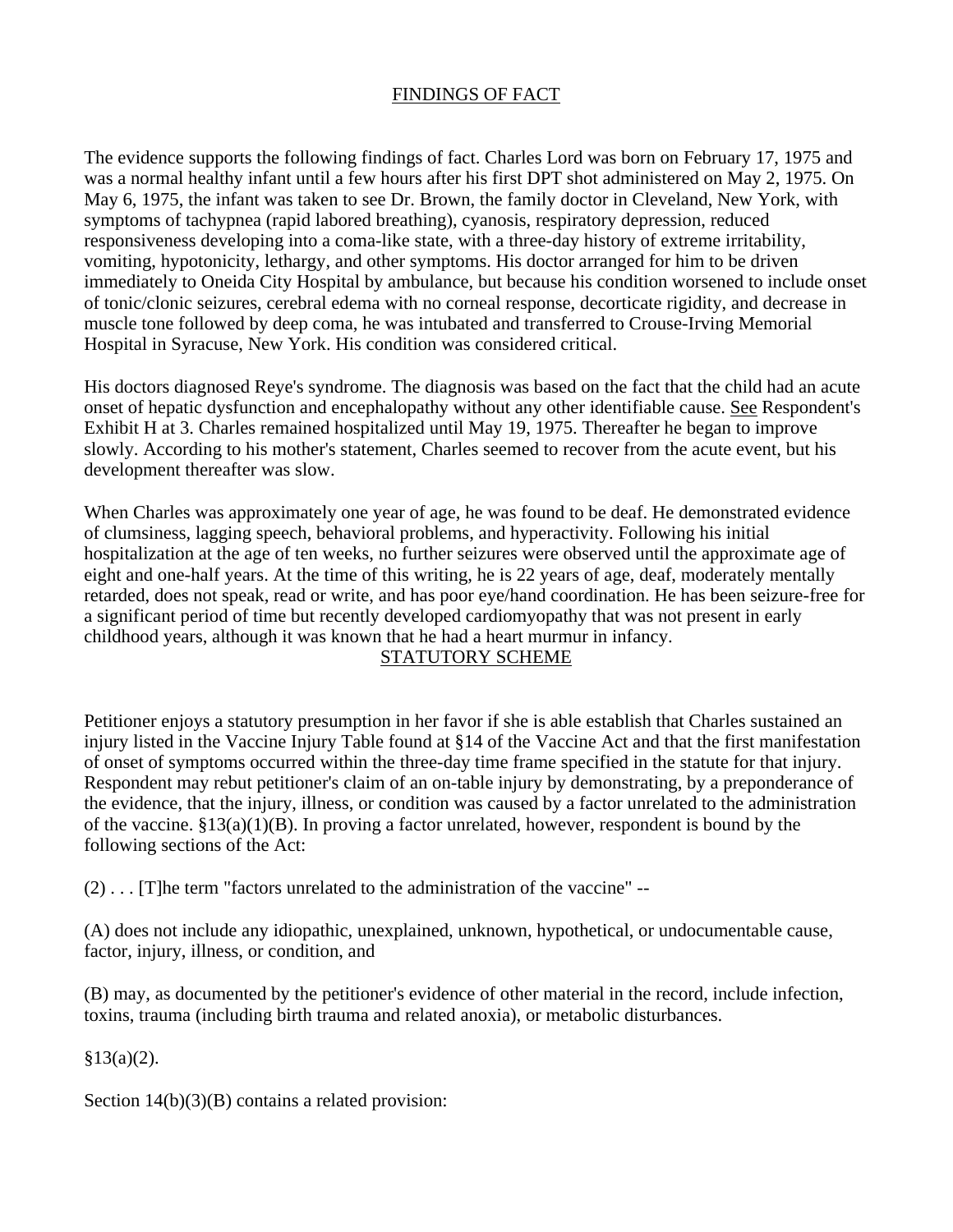## FINDINGS OF FACT

The evidence supports the following findings of fact. Charles Lord was born on February 17, 1975 and was a normal healthy infant until a few hours after his first DPT shot administered on May 2, 1975. On May 6, 1975, the infant was taken to see Dr. Brown, the family doctor in Cleveland, New York, with symptoms of tachypnea (rapid labored breathing), cyanosis, respiratory depression, reduced responsiveness developing into a coma-like state, with a three-day history of extreme irritability, vomiting, hypotonicity, lethargy, and other symptoms. His doctor arranged for him to be driven immediately to Oneida City Hospital by ambulance, but because his condition worsened to include onset of tonic/clonic seizures, cerebral edema with no corneal response, decorticate rigidity, and decrease in muscle tone followed by deep coma, he was intubated and transferred to Crouse-Irving Memorial Hospital in Syracuse, New York. His condition was considered critical.

His doctors diagnosed Reye's syndrome. The diagnosis was based on the fact that the child had an acute onset of hepatic dysfunction and encephalopathy without any other identifiable cause. See Respondent's Exhibit H at 3. Charles remained hospitalized until May 19, 1975. Thereafter he began to improve slowly. According to his mother's statement, Charles seemed to recover from the acute event, but his development thereafter was slow.

When Charles was approximately one year of age, he was found to be deaf. He demonstrated evidence of clumsiness, lagging speech, behavioral problems, and hyperactivity. Following his initial hospitalization at the age of ten weeks, no further seizures were observed until the approximate age of eight and one-half years. At the time of this writing, he is 22 years of age, deaf, moderately mentally retarded, does not speak, read or write, and has poor eye/hand coordination. He has been seizure-free for a significant period of time but recently developed cardiomyopathy that was not present in early childhood years, although it was known that he had a heart murmur in infancy.

## STATUTORY SCHEME

Petitioner enjoys a statutory presumption in her favor if she is able establish that Charles sustained an injury listed in the Vaccine Injury Table found at §14 of the Vaccine Act and that the first manifestation of onset of symptoms occurred within the three-day time frame specified in the statute for that injury. Respondent may rebut petitioner's claim of an on-table injury by demonstrating, by a preponderance of the evidence, that the injury, illness, or condition was caused by a factor unrelated to the administration of the vaccine. §13(a)(1)(B). In proving a factor unrelated, however, respondent is bound by the following sections of the Act:

(2) . . . [T]he term "factors unrelated to the administration of the vaccine" --

(A) does not include any idiopathic, unexplained, unknown, hypothetical, or undocumentable cause, factor, injury, illness, or condition, and

(B) may, as documented by the petitioner's evidence of other material in the record, include infection, toxins, trauma (including birth trauma and related anoxia), or metabolic disturbances.

§13(a)(2).

Section 14(b)(3)(B) contains a related provision: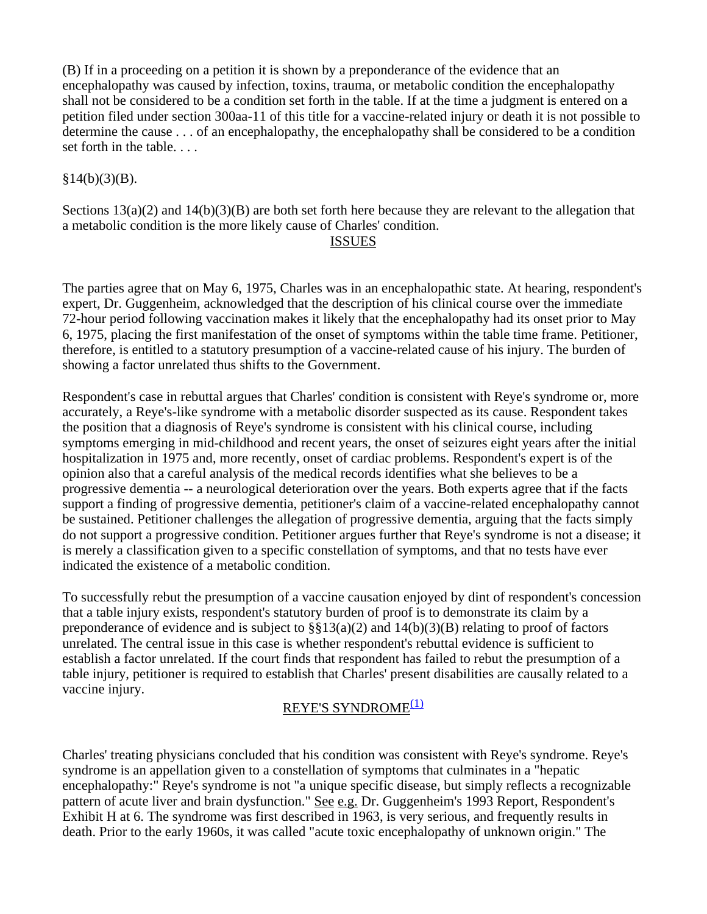(B) If in a proceeding on a petition it is shown by a preponderance of the evidence that an encephalopathy was caused by infection, toxins, trauma, or metabolic condition the encephalopathy shall not be considered to be a condition set forth in the table. If at the time a judgment is entered on a petition filed under section 300aa-11 of this title for a vaccine-related injury or death it is not possible to determine the cause . . . of an encephalopathy, the encephalopathy shall be considered to be a condition set forth in the table. . . .

§14(b)(3)(B).

Sections 13(a)(2) and 14(b)(3)(B) are both set forth here because they are relevant to the allegation that a metabolic condition is the more likely cause of Charles' condition.

## ISSUES

The parties agree that on May 6, 1975, Charles was in an encephalopathic state. At hearing, respondent's expert, Dr. Guggenheim, acknowledged that the description of his clinical course over the immediate 72-hour period following vaccination makes it likely that the encephalopathy had its onset prior to May 6, 1975, placing the first manifestation of the onset of symptoms within the table time frame. Petitioner, therefore, is entitled to a statutory presumption of a vaccine-related cause of his injury. The burden of showing a factor unrelated thus shifts to the Government.

Respondent's case in rebuttal argues that Charles' condition is consistent with Reye's syndrome or, more accurately, a Reye's-like syndrome with a metabolic disorder suspected as its cause. Respondent takes the position that a diagnosis of Reye's syndrome is consistent with his clinical course, including symptoms emerging in mid-childhood and recent years, the onset of seizures eight years after the initial hospitalization in 1975 and, more recently, onset of cardiac problems. Respondent's expert is of the opinion also that a careful analysis of the medical records identifies what she believes to be a progressive dementia -- a neurological deterioration over the years. Both experts agree that if the facts support a finding of progressive dementia, petitioner's claim of a vaccine-related encephalopathy cannot be sustained. Petitioner challenges the allegation of progressive dementia, arguing that the facts simply do not support a progressive condition. Petitioner argues further that Reye's syndrome is not a disease; it is merely a classification given to a specific constellation of symptoms, and that no tests have ever indicated the existence of a metabolic condition.

To successfully rebut the presumption of a vaccine causation enjoyed by dint of respondent's concession that a table injury exists, respondent's statutory burden of proof is to demonstrate its claim by a preponderance of evidence and is subject to §§13(a)(2) and 14(b)(3)(B) relating to proof of factors unrelated. The central issue in this case is whether respondent's rebuttal evidence is sufficient to establish a factor unrelated. If the court finds that respondent has failed to rebut the presumption of a table injury, petitioner is required to establish that Charles' present disabilities are causally related to a vaccine injury.

## REYE'S SYNDROME[(1)]

Charles' treating physicians concluded that his condition was consistent with Reye's syndrome. Reye's syndrome is an appellation given to a constellation of symptoms that culminates in a "hepatic encephalopathy:" Reye's syndrome is not "a unique specific disease, but simply reflects a recognizable pattern of acute liver and brain dysfunction." See e.g. Dr. Guggenheim's 1993 Report, Respondent's Exhibit H at 6. The syndrome was first described in 1963, is very serious, and frequently results in death. Prior to the early 1960s, it was called "acute toxic encephalopathy of unknown origin." The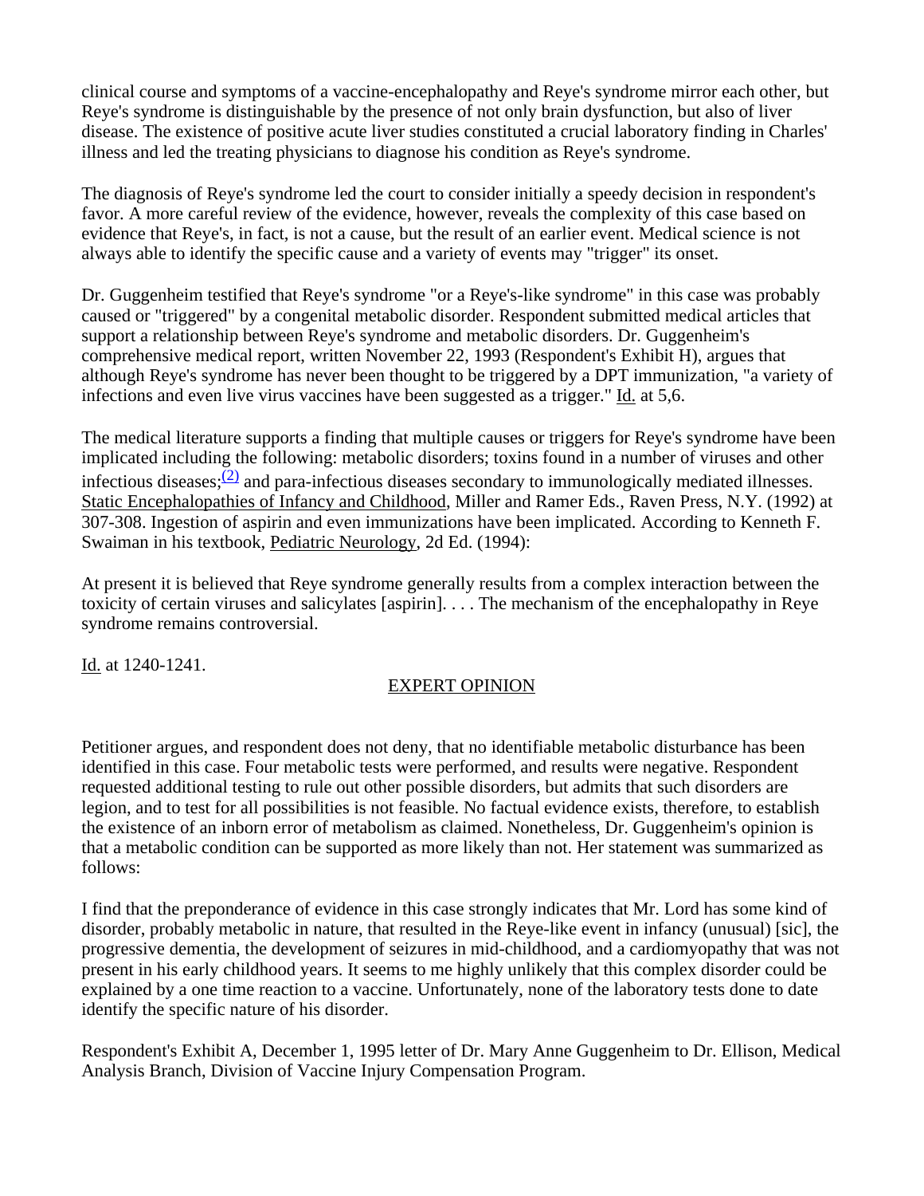clinical course and symptoms of a vaccine-encephalopathy and Reye's syndrome mirror each other, but Reye's syndrome is distinguishable by the presence of not only brain dysfunction, but also of liver disease. The existence of positive acute liver studies constituted a crucial laboratory finding in Charles' illness and led the treating physicians to diagnose his condition as Reye's syndrome.

The diagnosis of Reye's syndrome led the court to consider initially a speedy decision in respondent's favor. A more careful review of the evidence, however, reveals the complexity of this case based on evidence that Reye's, in fact, is not a cause, but the result of an earlier event. Medical science is not always able to identify the specific cause and a variety of events may "trigger" its onset.

Dr. Guggenheim testified that Reye's syndrome "or a Reye's-like syndrome" in this case was probably caused or "triggered" by a congenital metabolic disorder. Respondent submitted medical articles that support a relationship between Reye's syndrome and metabolic disorders. Dr. Guggenheim's comprehensive medical report, written November 22, 1993 (Respondent's Exhibit H), argues that although Reye's syndrome has never been thought to be triggered by a DPT immunization, "a variety of infections and even live virus vaccines have been suggested as a trigger." Id. at 5,6.

The medical literature supports a finding that multiple causes or triggers for Reye's syndrome have been implicated including the following: metabolic disorders; toxins found in a number of viruses and other infectious diseases;[(2)] and para-infectious diseases secondary to immunologically mediated illnesses. Static Encephalopathies of Infancy and Childhood, Miller and Ramer Eds., Raven Press, N.Y. (1992) at 307-308. Ingestion of aspirin and even immunizations have been implicated. According to Kenneth F. Swaiman in his textbook, Pediatric Neurology, 2d Ed. (1994):

At present it is believed that Reye syndrome generally results from a complex interaction between the toxicity of certain viruses and salicylates [aspirin]. . . . The mechanism of the encephalopathy in Reye syndrome remains controversial.

Id. at 1240-1241.

## EXPERT OPINION

Petitioner argues, and respondent does not deny, that no identifiable metabolic disturbance has been identified in this case. Four metabolic tests were performed, and results were negative. Respondent requested additional testing to rule out other possible disorders, but admits that such disorders are legion, and to test for all possibilities is not feasible. No factual evidence exists, therefore, to establish the existence of an inborn error of metabolism as claimed. Nonetheless, Dr. Guggenheim's opinion is that a metabolic condition can be supported as more likely than not. Her statement was summarized as follows:

I find that the preponderance of evidence in this case strongly indicates that Mr. Lord has some kind of disorder, probably metabolic in nature, that resulted in the Reye-like event in infancy (unusual) [sic], the progressive dementia, the development of seizures in mid-childhood, and a cardiomyopathy that was not present in his early childhood years. It seems to me highly unlikely that this complex disorder could be explained by a one time reaction to a vaccine. Unfortunately, none of the laboratory tests done to date identify the specific nature of his disorder.

Respondent's Exhibit A, December 1, 1995 letter of Dr. Mary Anne Guggenheim to Dr. Ellison, Medical Analysis Branch, Division of Vaccine Injury Compensation Program.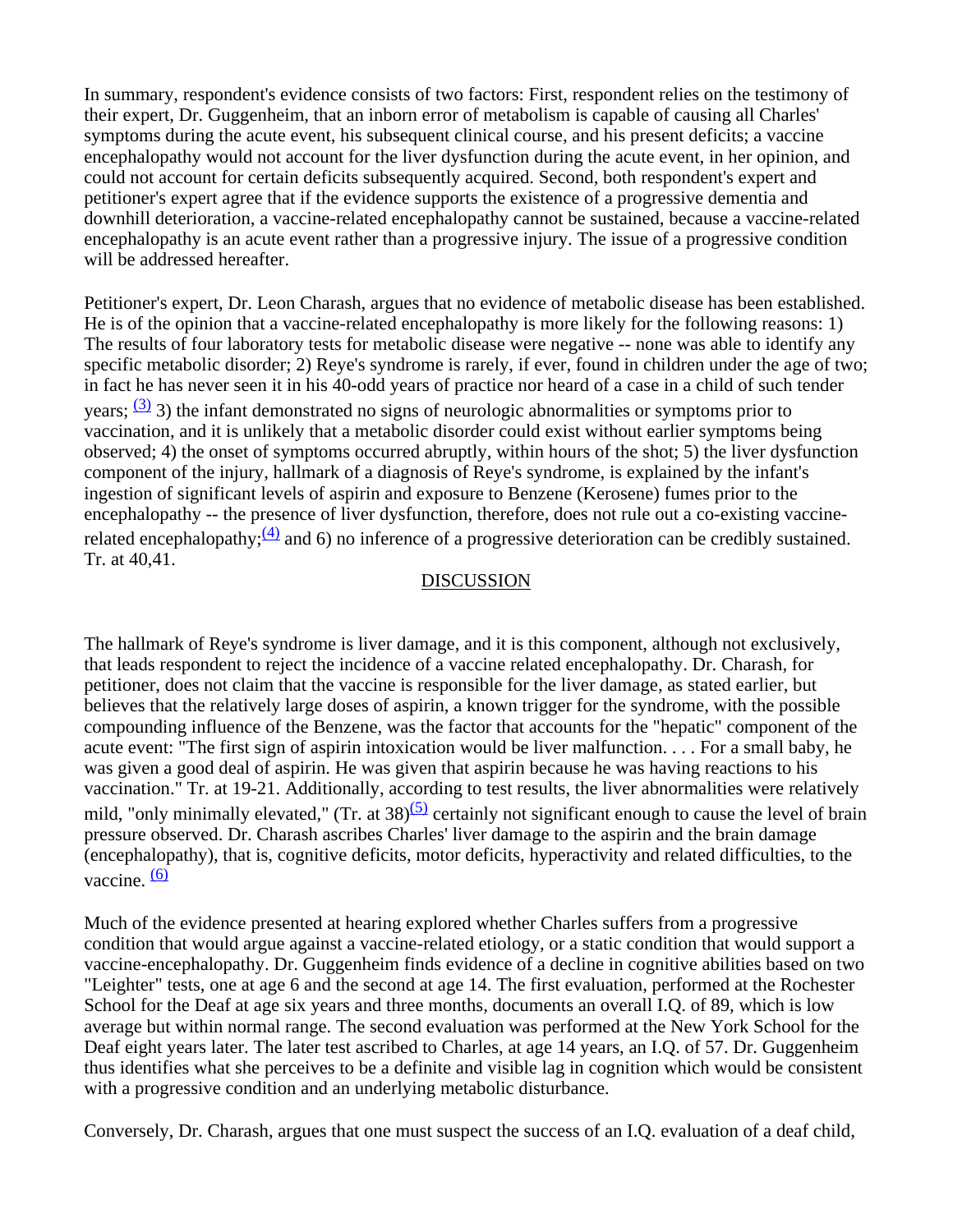In summary, respondent's evidence consists of two factors: First, respondent relies on the testimony of their expert, Dr. Guggenheim, that an inborn error of metabolism is capable of causing all Charles' symptoms during the acute event, his subsequent clinical course, and his present deficits; a vaccine encephalopathy would not account for the liver dysfunction during the acute event, in her opinion, and could not account for certain deficits subsequently acquired. Second, both respondent's expert and petitioner's expert agree that if the evidence supports the existence of a progressive dementia and downhill deterioration, a vaccine-related encephalopathy cannot be sustained, because a vaccine-related encephalopathy is an acute event rather than a progressive injury. The issue of a progressive condition will be addressed hereafter.

Petitioner's expert, Dr. Leon Charash, argues that no evidence of metabolic disease has been established. He is of the opinion that a vaccine-related encephalopathy is more likely for the following reasons: 1) The results of four laboratory tests for metabolic disease were negative -- none was able to identify any specific metabolic disorder; 2) Reye's syndrome is rarely, if ever, found in children under the age of two; in fact he has never seen it in his 40-odd years of practice nor heard of a case in a child of such tender years; [(3)] 3) the infant demonstrated no signs of neurologic abnormalities or symptoms prior to vaccination, and it is unlikely that a metabolic disorder could exist without earlier symptoms being observed; 4) the onset of symptoms occurred abruptly, within hours of the shot; 5) the liver dysfunction component of the injury, hallmark of a diagnosis of Reye's syndrome, is explained by the infant's ingestion of significant levels of aspirin and exposure to Benzene (Kerosene) fumes prior to the encephalopathy -- the presence of liver dysfunction, therefore, does not rule out a co-existing vaccine-related encephalopathy;[(4)] and 6) no inference of a progressive deterioration can be credibly sustained. Tr. at 40,41.

## DISCUSSION

The hallmark of Reye's syndrome is liver damage, and it is this component, although not exclusively, that leads respondent to reject the incidence of a vaccine related encephalopathy. Dr. Charash, for petitioner, does not claim that the vaccine is responsible for the liver damage, as stated earlier, but believes that the relatively large doses of aspirin, a known trigger for the syndrome, with the possible compounding influence of the Benzene, was the factor that accounts for the "hepatic" component of the acute event: "The first sign of aspirin intoxication would be liver malfunction. . . . For a small baby, he was given a good deal of aspirin. He was given that aspirin because he was having reactions to his vaccination." Tr. at 19-21. Additionally, according to test results, the liver abnormalities were relatively mild, "only minimally elevated," (Tr. at 38)[(5)] certainly not significant enough to cause the level of brain pressure observed. Dr. Charash ascribes Charles' liver damage to the aspirin and the brain damage (encephalopathy), that is, cognitive deficits, motor deficits, hyperactivity and related difficulties, to the vaccine. [(6)]

Much of the evidence presented at hearing explored whether Charles suffers from a progressive condition that would argue against a vaccine-related etiology, or a static condition that would support a vaccine-encephalopathy. Dr. Guggenheim finds evidence of a decline in cognitive abilities based on two "Leighter" tests, one at age 6 and the second at age 14. The first evaluation, performed at the Rochester School for the Deaf at age six years and three months, documents an overall I.Q. of 89, which is low average but within normal range. The second evaluation was performed at the New York School for the Deaf eight years later. The later test ascribed to Charles, at age 14 years, an I.Q. of 57. Dr. Guggenheim thus identifies what she perceives to be a definite and visible lag in cognition which would be consistent with a progressive condition and an underlying metabolic disturbance.

Conversely, Dr. Charash, argues that one must suspect the success of an I.Q. evaluation of a deaf child,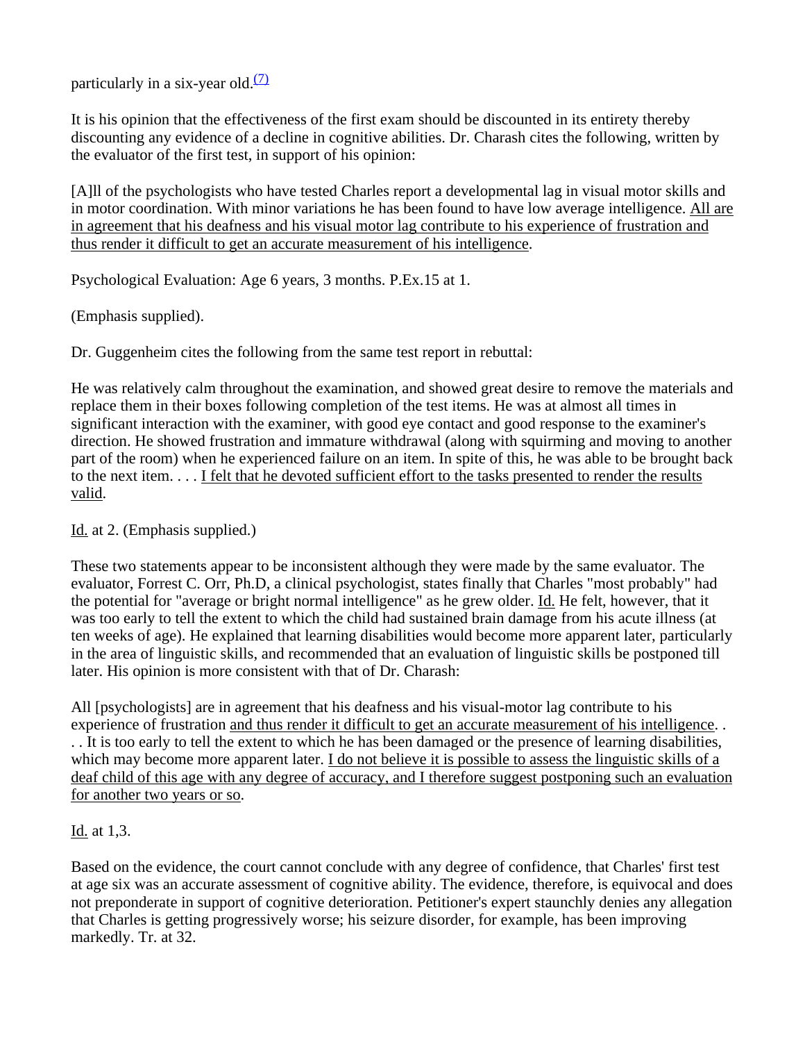particularly in a six-year old.[(7)]

It is his opinion that the effectiveness of the first exam should be discounted in its entirety thereby discounting any evidence of a decline in cognitive abilities. Dr. Charash cites the following, written by the evaluator of the first test, in support of his opinion:

[A]ll of the psychologists who have tested Charles report a developmental lag in visual motor skills and in motor coordination. With minor variations he has been found to have low average intelligence. <u>All are in agreement that his deafness and his visual motor lag contribute to his experience of frustration and thus render it difficult to get an accurate measurement of his intelligence</u>.

Psychological Evaluation: Age 6 years, 3 months. P.Ex.15 at 1.

(Emphasis supplied).

Dr. Guggenheim cites the following from the same test report in rebuttal:

He was relatively calm throughout the examination, and showed great desire to remove the materials and replace them in their boxes following completion of the test items. He was at almost all times in significant interaction with the examiner, with good eye contact and good response to the examiner's direction. He showed frustration and immature withdrawal (along with squirming and moving to another part of the room) when he experienced failure on an item. In spite of this, he was able to be brought back to the next item. . . . <u>I felt that he devoted sufficient effort to the tasks presented to render the results valid</u>.

<u>Id.</u> at 2. (Emphasis supplied.)

These two statements appear to be inconsistent although they were made by the same evaluator. The evaluator, Forrest C. Orr, Ph.D, a clinical psychologist, states finally that Charles "most probably" had the potential for "average or bright normal intelligence" as he grew older. <u>Id.</u> He felt, however, that it was too early to tell the extent to which the child had sustained brain damage from his acute illness (at ten weeks of age). He explained that learning disabilities would become more apparent later, particularly in the area of linguistic skills, and recommended that an evaluation of linguistic skills be postponed till later. His opinion is more consistent with that of Dr. Charash:

All [psychologists] are in agreement that his deafness and his visual-motor lag contribute to his experience of frustration <u>and thus render it difficult to get an accurate measurement of his intelligence</u>. . . . It is too early to tell the extent to which he has been damaged or the presence of learning disabilities, which may become more apparent later. <u>I do not believe it is possible to assess the linguistic skills of a deaf child of this age with any degree of accuracy, and I therefore suggest postponing such an evaluation for another two years or so</u>.

<u>Id.</u> at 1,3.

Based on the evidence, the court cannot conclude with any degree of confidence, that Charles' first test at age six was an accurate assessment of cognitive ability. The evidence, therefore, is equivocal and does not preponderate in support of cognitive deterioration. Petitioner's expert staunchly denies any allegation that Charles is getting progressively worse; his seizure disorder, for example, has been improving markedly. Tr. at 32.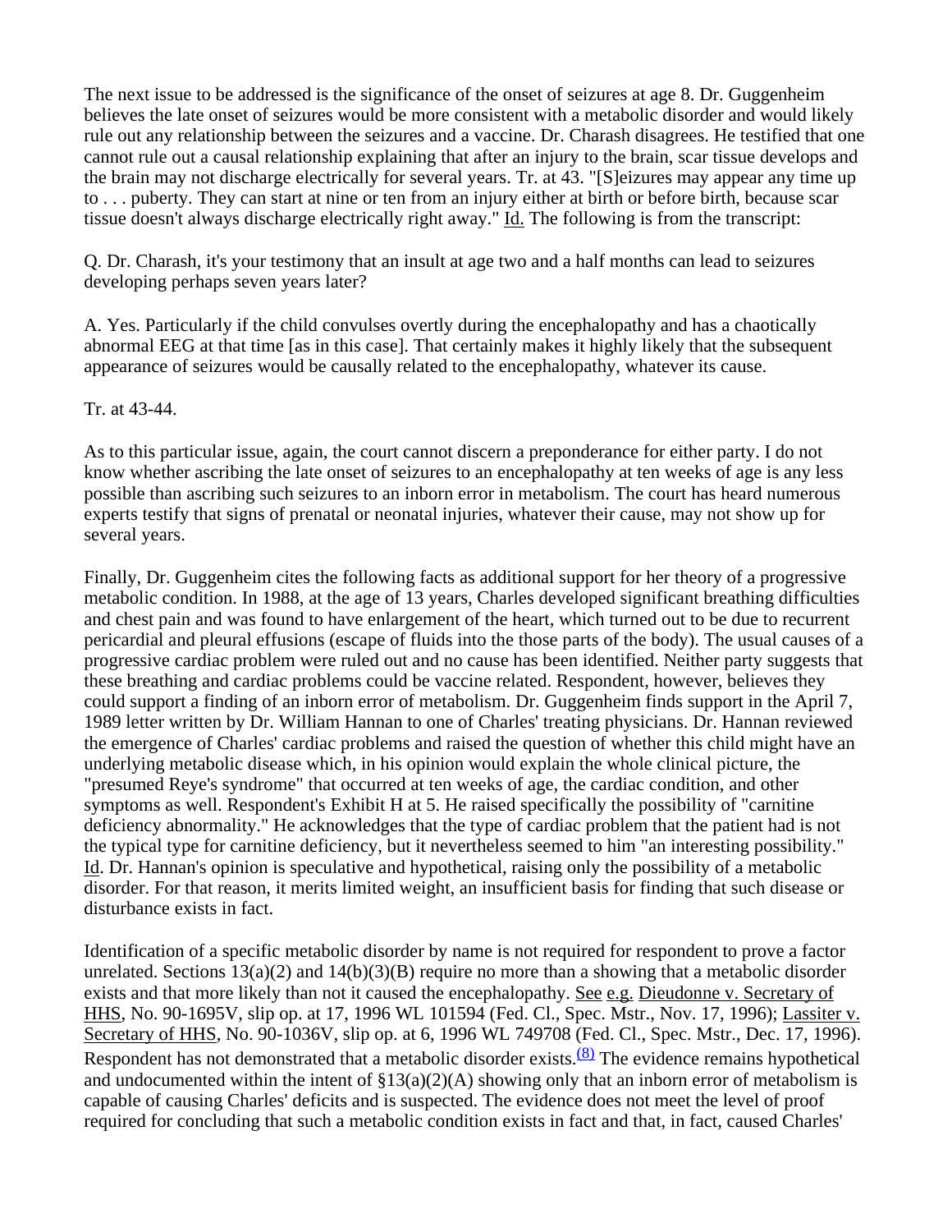The next issue to be addressed is the significance of the onset of seizures at age 8. Dr. Guggenheim believes the late onset of seizures would be more consistent with a metabolic disorder and would likely rule out any relationship between the seizures and a vaccine. Dr. Charash disagrees. He testified that one cannot rule out a causal relationship explaining that after an injury to the brain, scar tissue develops and the brain may not discharge electrically for several years. Tr. at 43. "[S]eizures may appear any time up to . . . puberty. They can start at nine or ten from an injury either at birth or before birth, because scar tissue doesn't always discharge electrically right away." Id. The following is from the transcript:

Q. Dr. Charash, it's your testimony that an insult at age two and a half months can lead to seizures developing perhaps seven years later?

A. Yes. Particularly if the child convulses overtly during the encephalopathy and has a chaotically abnormal EEG at that time [as in this case]. That certainly makes it highly likely that the subsequent appearance of seizures would be causally related to the encephalopathy, whatever its cause.

Tr. at 43-44.

As to this particular issue, again, the court cannot discern a preponderance for either party. I do not know whether ascribing the late onset of seizures to an encephalopathy at ten weeks of age is any less possible than ascribing such seizures to an inborn error in metabolism. The court has heard numerous experts testify that signs of prenatal or neonatal injuries, whatever their cause, may not show up for several years.

Finally, Dr. Guggenheim cites the following facts as additional support for her theory of a progressive metabolic condition. In 1988, at the age of 13 years, Charles developed significant breathing difficulties and chest pain and was found to have enlargement of the heart, which turned out to be due to recurrent pericardial and pleural effusions (escape of fluids into the those parts of the body). The usual causes of a progressive cardiac problem were ruled out and no cause has been identified. Neither party suggests that these breathing and cardiac problems could be vaccine related. Respondent, however, believes they could support a finding of an inborn error of metabolism. Dr. Guggenheim finds support in the April 7, 1989 letter written by Dr. William Hannan to one of Charles' treating physicians. Dr. Hannan reviewed the emergence of Charles' cardiac problems and raised the question of whether this child might have an underlying metabolic disease which, in his opinion would explain the whole clinical picture, the "presumed Reye's syndrome" that occurred at ten weeks of age, the cardiac condition, and other symptoms as well. Respondent's Exhibit H at 5. He raised specifically the possibility of "carnitine deficiency abnormality." He acknowledges that the type of cardiac problem that the patient had is not the typical type for carnitine deficiency, but it nevertheless seemed to him "an interesting possibility." Id. Dr. Hannan's opinion is speculative and hypothetical, raising only the possibility of a metabolic disorder. For that reason, it merits limited weight, an insufficient basis for finding that such disease or disturbance exists in fact.

Identification of a specific metabolic disorder by name is not required for respondent to prove a factor unrelated. Sections 13(a)(2) and 14(b)(3)(B) require no more than a showing that a metabolic disorder exists and that more likely than not it caused the encephalopathy. See e.g. Dieudonne v. Secretary of HHS, No. 90-1695V, slip op. at 17, 1996 WL 101594 (Fed. Cl., Spec. Mstr., Nov. 17, 1996); Lassiter v. Secretary of HHS, No. 90-1036V, slip op. at 6, 1996 WL 749708 (Fed. Cl., Spec. Mstr., Dec. 17, 1996). Respondent has not demonstrated that a metabolic disorder exists.(8) The evidence remains hypothetical and undocumented within the intent of §13(a)(2)(A) showing only that an inborn error of metabolism is capable of causing Charles' deficits and is suspected. The evidence does not meet the level of proof required for concluding that such a metabolic condition exists in fact and that, in fact, caused Charles'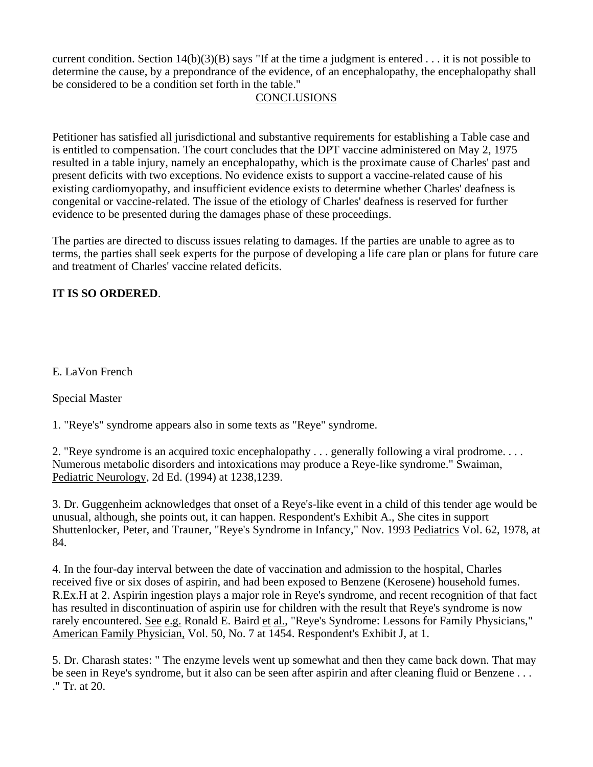current condition. Section 14(b)(3)(B) says "If at the time a judgment is entered . . . it is not possible to determine the cause, by a prepondrance of the evidence, of an encephalopathy, the encephalopathy shall be considered to be a condition set forth in the table."

## CONCLUSIONS

Petitioner has satisfied all jurisdictional and substantive requirements for establishing a Table case and is entitled to compensation. The court concludes that the DPT vaccine administered on May 2, 1975 resulted in a table injury, namely an encephalopathy, which is the proximate cause of Charles' past and present deficits with two exceptions. No evidence exists to support a vaccine-related cause of his existing cardiomyopathy, and insufficient evidence exists to determine whether Charles' deafness is congenital or vaccine-related. The issue of the etiology of Charles' deafness is reserved for further evidence to be presented during the damages phase of these proceedings.

The parties are directed to discuss issues relating to damages. If the parties are unable to agree as to terms, the parties shall seek experts for the purpose of developing a life care plan or plans for future care and treatment of Charles' vaccine related deficits.

**IT IS SO ORDERED**.

E. LaVon French

Special Master

1. "Reye's" syndrome appears also in some texts as "Reye" syndrome.

2. "Reye syndrome is an acquired toxic encephalopathy . . . generally following a viral prodrome. . . . Numerous metabolic disorders and intoxications may produce a Reye-like syndrome." Swaiman, Pediatric Neurology, 2d Ed. (1994) at 1238,1239.

3. Dr. Guggenheim acknowledges that onset of a Reye's-like event in a child of this tender age would be unusual, although, she points out, it can happen. Respondent's Exhibit A., She cites in support Shuttenlocker, Peter, and Trauner, "Reye's Syndrome in Infancy," Nov. 1993 Pediatrics Vol. 62, 1978, at 84.

4. In the four-day interval between the date of vaccination and admission to the hospital, Charles received five or six doses of aspirin, and had been exposed to Benzene (Kerosene) household fumes. R.Ex.H at 2. Aspirin ingestion plays a major role in Reye's syndrome, and recent recognition of that fact has resulted in discontinuation of aspirin use for children with the result that Reye's syndrome is now rarely encountered. See e.g. Ronald E. Baird et al., "Reye's Syndrome: Lessons for Family Physicians," American Family Physician, Vol. 50, No. 7 at 1454. Respondent's Exhibit J, at 1.

5. Dr. Charash states: " The enzyme levels went up somewhat and then they came back down. That may be seen in Reye's syndrome, but it also can be seen after aspirin and after cleaning fluid or Benzene . . . ." Tr. at 20.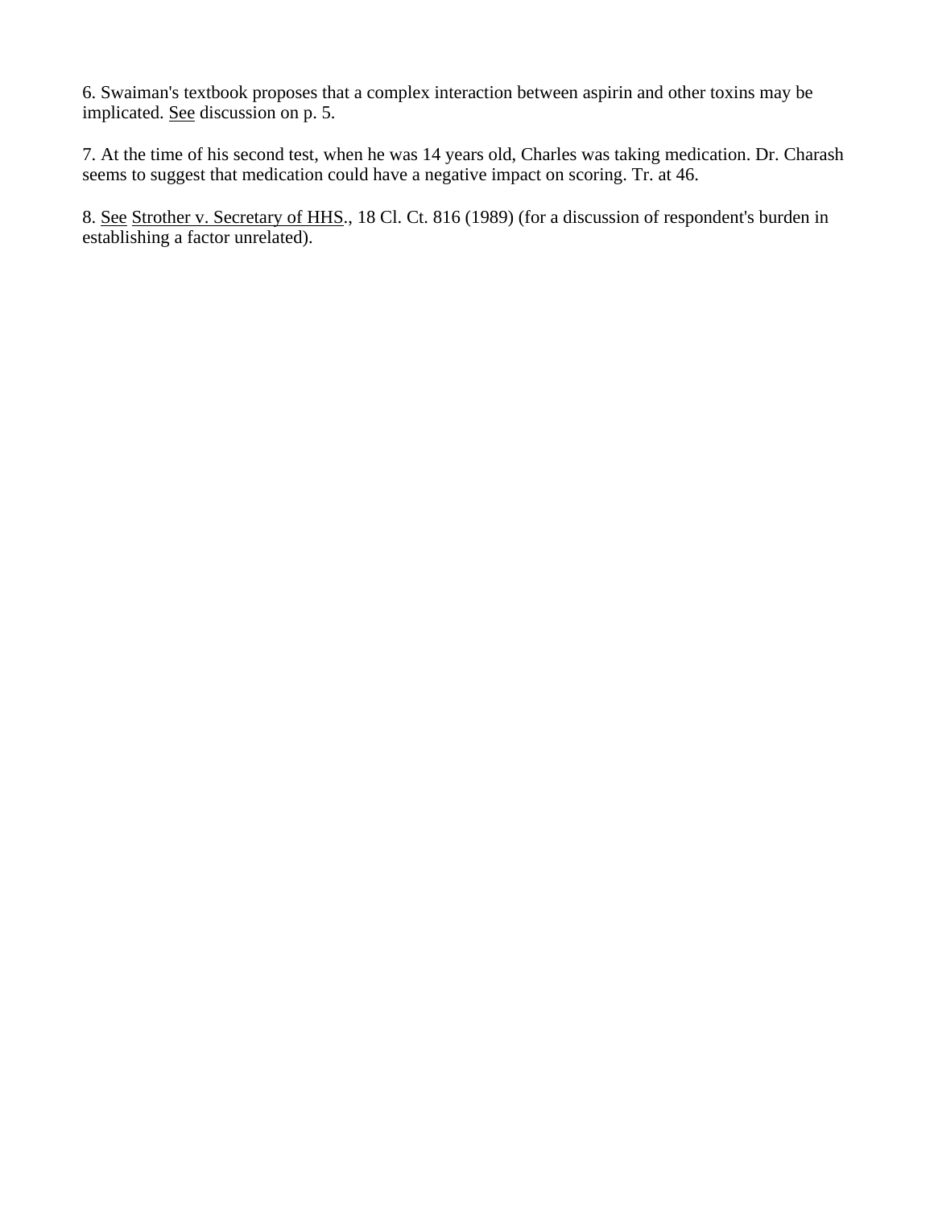6. Swaiman's textbook proposes that a complex interaction between aspirin and other toxins may be implicated. See discussion on p. 5.

7. At the time of his second test, when he was 14 years old, Charles was taking medication. Dr. Charash seems to suggest that medication could have a negative impact on scoring. Tr. at 46.

8. See Strother v. Secretary of HHS., 18 Cl. Ct. 816 (1989) (for a discussion of respondent's burden in establishing a factor unrelated).